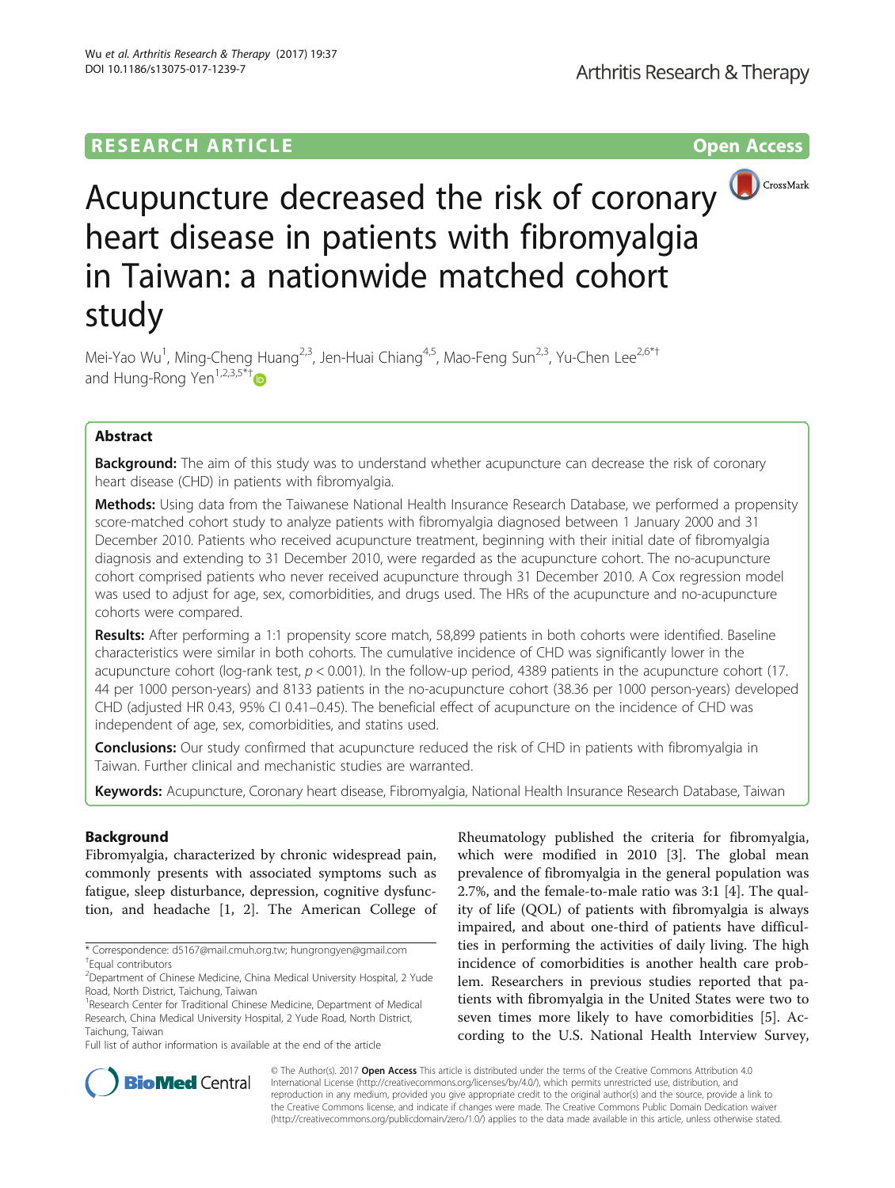# Acupuncture decreased the risk of coronary heart disease in patients with fibromyalgia in Taiwan: a nationwide matched cohort study

Mei-Yao Wu[1], Ming-Cheng Huang[2,3], Jen-Huai Chiang[4,5], Mao-Feng Sun[2,3], Yu-Chen Lee[2,6*†] and Hung-Rong Yen[1,2,3,5*†]

## Abstract

**Background:** The aim of this study was to understand whether acupuncture can decrease the risk of coronary heart disease (CHD) in patients with fibromyalgia.

**Methods:** Using data from the Taiwanese National Health Insurance Research Database, we performed a propensity score-matched cohort study to analyze patients with fibromyalgia diagnosed between 1 January 2000 and 31 December 2010. Patients who received acupuncture treatment, beginning with their initial date of fibromyalgia diagnosis and extending to 31 December 2010, were regarded as the acupuncture cohort. The no-acupuncture cohort comprised patients who never received acupuncture through 31 December 2010. A Cox regression model was used to adjust for age, sex, comorbidities, and drugs used. The HRs of the acupuncture and no-acupuncture cohorts were compared.

**Results:** After performing a 1:1 propensity score match, 58,899 patients in both cohorts were identified. Baseline characteristics were similar in both cohorts. The cumulative incidence of CHD was significantly lower in the acupuncture cohort (log-rank test, $p < 0.001$). In the follow-up period, 4389 patients in the acupuncture cohort (17.44 per 1000 person-years) and 8133 patients in the no-acupuncture cohort (38.36 per 1000 person-years) developed CHD (adjusted HR 0.43, 95% CI 0.41–0.45). The beneficial effect of acupuncture on the incidence of CHD was independent of age, sex, comorbidities, and statins used.

**Conclusions:** Our study confirmed that acupuncture reduced the risk of CHD in patients with fibromyalgia in Taiwan. Further clinical and mechanistic studies are warranted.

**Keywords:** Acupuncture, Coronary heart disease, Fibromyalgia, National Health Insurance Research Database, Taiwan

## Background

Fibromyalgia, characterized by chronic widespread pain, commonly presents with associated symptoms such as fatigue, sleep disturbance, depression, cognitive dysfunction, and headache [1, 2]. The American College of Rheumatology published the criteria for fibromyalgia, which were modified in 2010 [3]. The global mean prevalence of fibromyalgia in the general population was 2.7%, and the female-to-male ratio was 3:1 [4]. The quality of life (QOL) of patients with fibromyalgia is always impaired, and about one-third of patients have difficulties in performing the activities of daily living. The high incidence of comorbidities is another health care problem. Researchers in previous studies reported that patients with fibromyalgia in the United States were two to seven times more likely to have comorbidities [5]. According to the U.S. National Health Interview Survey,

\* Correspondence: d5167@mail.cmuh.org.tw; hungrongyen@gmail.com
†Equal contributors
[2]Department of Chinese Medicine, China Medical University Hospital, 2 Yude Road, North District, Taichung, Taiwan
[1]Research Center for Traditional Chinese Medicine, Department of Medical Research, China Medical University Hospital, 2 Yude Road, North District, Taichung, Taiwan
Full list of author information is available at the end of the article

© The Author(s). 2017 **Open Access** This article is distributed under the terms of the Creative Commons Attribution 4.0 International License (http://creativecommons.org/licenses/by/4.0/), which permits unrestricted use, distribution, and reproduction in any medium, provided you give appropriate credit to the original author(s) and the source, provide a link to the Creative Commons license, and indicate if changes were made. The Creative Commons Public Domain Dedication waiver (http://creativecommons.org/publicdomain/zero/1.0/) applies to the data made available in this article, unless otherwise stated.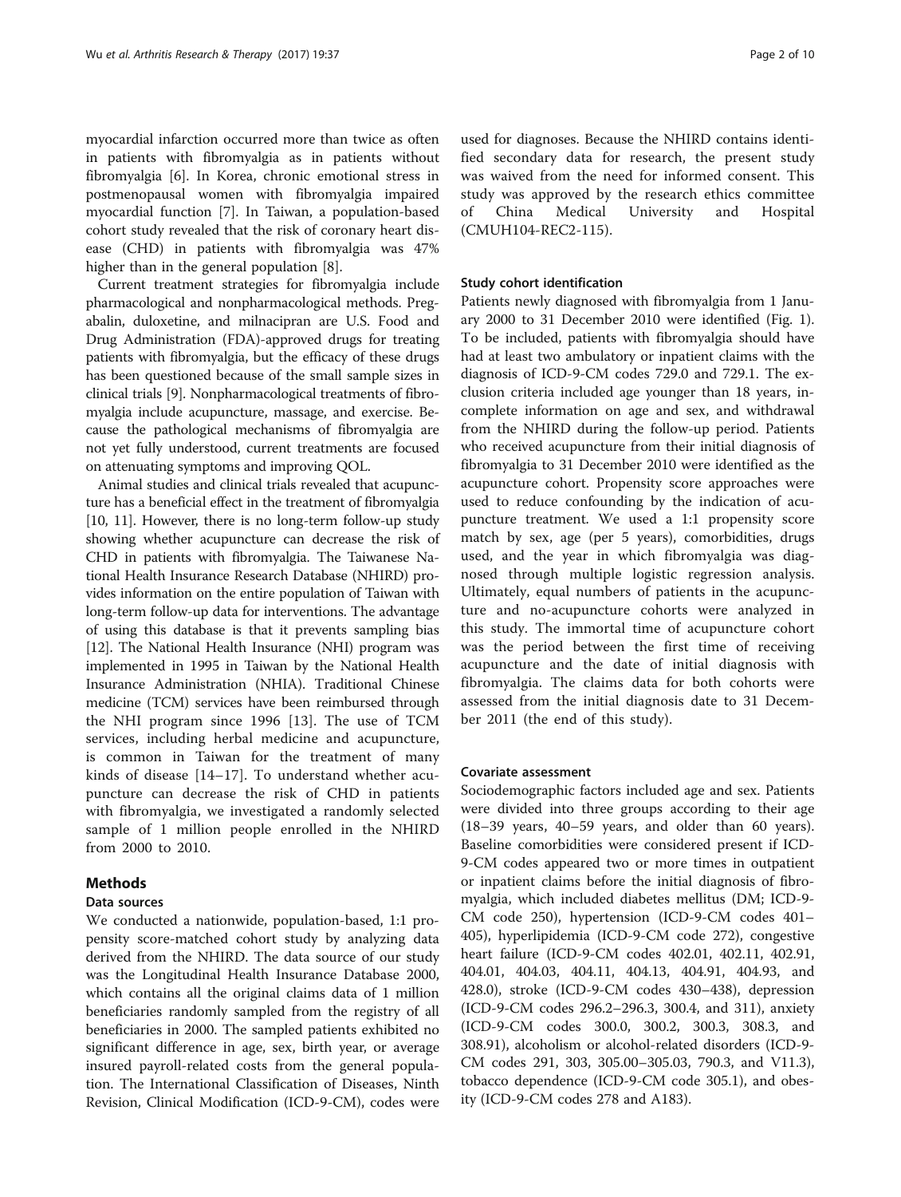myocardial infarction occurred more than twice as often in patients with fibromyalgia as in patients without fibromyalgia [6]. In Korea, chronic emotional stress in postmenopausal women with fibromyalgia impaired myocardial function [7]. In Taiwan, a population-based cohort study revealed that the risk of coronary heart disease (CHD) in patients with fibromyalgia was 47% higher than in the general population [8].

Current treatment strategies for fibromyalgia include pharmacological and nonpharmacological methods. Pregabalin, duloxetine, and milnacipran are U.S. Food and Drug Administration (FDA)-approved drugs for treating patients with fibromyalgia, but the efficacy of these drugs has been questioned because of the small sample sizes in clinical trials [9]. Nonpharmacological treatments of fibromyalgia include acupuncture, massage, and exercise. Because the pathological mechanisms of fibromyalgia are not yet fully understood, current treatments are focused on attenuating symptoms and improving QOL.

Animal studies and clinical trials revealed that acupuncture has a beneficial effect in the treatment of fibromyalgia [10, 11]. However, there is no long-term follow-up study showing whether acupuncture can decrease the risk of CHD in patients with fibromyalgia. The Taiwanese National Health Insurance Research Database (NHIRD) provides information on the entire population of Taiwan with long-term follow-up data for interventions. The advantage of using this database is that it prevents sampling bias [12]. The National Health Insurance (NHI) program was implemented in 1995 in Taiwan by the National Health Insurance Administration (NHIA). Traditional Chinese medicine (TCM) services have been reimbursed through the NHI program since 1996 [13]. The use of TCM services, including herbal medicine and acupuncture, is common in Taiwan for the treatment of many kinds of disease [14–17]. To understand whether acupuncture can decrease the risk of CHD in patients with fibromyalgia, we investigated a randomly selected sample of 1 million people enrolled in the NHIRD from 2000 to 2010.

## Methods

### Data sources

We conducted a nationwide, population-based, 1:1 propensity score-matched cohort study by analyzing data derived from the NHIRD. The data source of our study was the Longitudinal Health Insurance Database 2000, which contains all the original claims data of 1 million beneficiaries randomly sampled from the registry of all beneficiaries in 2000. The sampled patients exhibited no significant difference in age, sex, birth year, or average insured payroll-related costs from the general population. The International Classification of Diseases, Ninth Revision, Clinical Modification (ICD-9-CM), codes were used for diagnoses. Because the NHIRD contains identified secondary data for research, the present study was waived from the need for informed consent. This study was approved by the research ethics committee of China Medical University and Hospital (CMUH104-REC2-115).

### Study cohort identification

Patients newly diagnosed with fibromyalgia from 1 January 2000 to 31 December 2010 were identified (Fig. 1). To be included, patients with fibromyalgia should have had at least two ambulatory or inpatient claims with the diagnosis of ICD-9-CM codes 729.0 and 729.1. The exclusion criteria included age younger than 18 years, incomplete information on age and sex, and withdrawal from the NHIRD during the follow-up period. Patients who received acupuncture from their initial diagnosis of fibromyalgia to 31 December 2010 were identified as the acupuncture cohort. Propensity score approaches were used to reduce confounding by the indication of acupuncture treatment. We used a 1:1 propensity score match by sex, age (per 5 years), comorbidities, drugs used, and the year in which fibromyalgia was diagnosed through multiple logistic regression analysis. Ultimately, equal numbers of patients in the acupuncture and no-acupuncture cohorts were analyzed in this study. The immortal time of acupuncture cohort was the period between the first time of receiving acupuncture and the date of initial diagnosis with fibromyalgia. The claims data for both cohorts were assessed from the initial diagnosis date to 31 December 2011 (the end of this study).

### Covariate assessment

Sociodemographic factors included age and sex. Patients were divided into three groups according to their age (18–39 years, 40–59 years, and older than 60 years). Baseline comorbidities were considered present if ICD-9-CM codes appeared two or more times in outpatient or inpatient claims before the initial diagnosis of fibromyalgia, which included diabetes mellitus (DM; ICD-9-CM code 250), hypertension (ICD-9-CM codes 401–405), hyperlipidemia (ICD-9-CM code 272), congestive heart failure (ICD-9-CM codes 402.01, 402.11, 402.91, 404.01, 404.03, 404.11, 404.13, 404.91, 404.93, and 428.0), stroke (ICD-9-CM codes 430–438), depression (ICD-9-CM codes 296.2–296.3, 300.4, and 311), anxiety (ICD-9-CM codes 300.0, 300.2, 300.3, 308.3, and 308.91), alcoholism or alcohol-related disorders (ICD-9-CM codes 291, 303, 305.00–305.03, 790.3, and V11.3), tobacco dependence (ICD-9-CM code 305.1), and obesity (ICD-9-CM codes 278 and A183).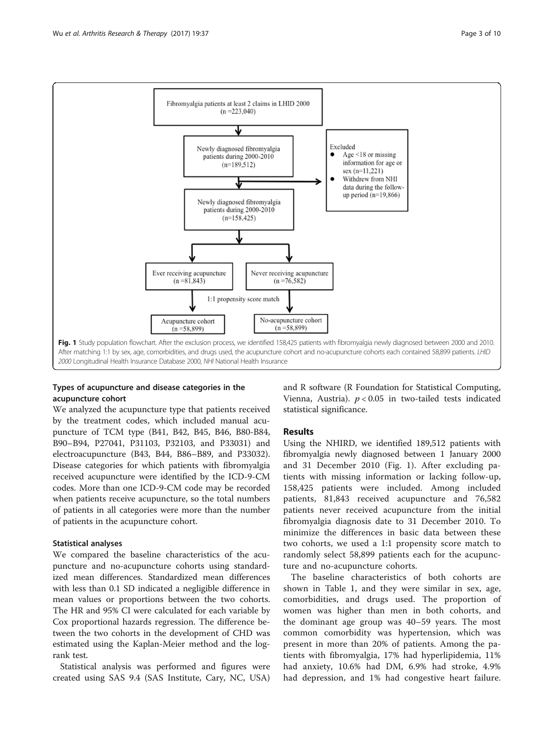Fibromyalgia patients at least 2 claims in LHID 2000 (n =223,040)

Newly diagnosed fibromyalgia patients during 2000-2010 (n=189,512)

Excluded
- Age <18 or missing information for age or sex (n=11,221)
- Withdrew from NHI data during the follow-up period (n=19,866)

Newly diagnosed fibromyalgia patients during 2000-2010 (n=158,425)

Ever receiving acupuncture (n =81,843)

Never receiving acupuncture (n =76,582)

1:1 propensity score match

Acupuncture cohort (n =58,899)

No-acupuncture cohort (n =58,899)

**Fig. 1** Study population flowchart. After the exclusion process, we identified 158,425 patients with fibromyalgia newly diagnosed between 2000 and 2010. After matching 1:1 by sex, age, comorbidities, and drugs used, the acupuncture cohort and no-acupuncture cohorts each contained 58,899 patients. *LHID 2000* Longitudinal Health Insurance Database 2000, *NHI* National Health Insurance

### Types of acupuncture and disease categories in the acupuncture cohort

We analyzed the acupuncture type that patients received by the treatment codes, which included manual acupuncture of TCM type (B41, B42, B45, B46, B80-B84, B90–B94, P27041, P31103, P32103, and P33031) and electroacupuncture (B43, B44, B86–B89, and P33032). Disease categories for which patients with fibromyalgia received acupuncture were identified by the ICD-9-CM codes. More than one ICD-9-CM code may be recorded when patients receive acupuncture, so the total numbers of patients in all categories were more than the number of patients in the acupuncture cohort.

### Statistical analyses

We compared the baseline characteristics of the acupuncture and no-acupuncture cohorts using standardized mean differences. Standardized mean differences with less than 0.1 SD indicated a negligible difference in mean values or proportions between the two cohorts. The HR and 95% CI were calculated for each variable by Cox proportional hazards regression. The difference between the two cohorts in the development of CHD was estimated using the Kaplan-Meier method and the log-rank test.

Statistical analysis was performed and figures were created using SAS 9.4 (SAS Institute, Cary, NC, USA) and R software (R Foundation for Statistical Computing, Vienna, Austria). $p < 0.05$ in two-tailed tests indicated statistical significance.

## Results

Using the NHIRD, we identified 189,512 patients with fibromyalgia newly diagnosed between 1 January 2000 and 31 December 2010 (Fig. 1). After excluding patients with missing information or lacking follow-up, 158,425 patients were included. Among included patients, 81,843 received acupuncture and 76,582 patients never received acupuncture from the initial fibromyalgia diagnosis date to 31 December 2010. To minimize the differences in basic data between these two cohorts, we used a 1:1 propensity score match to randomly select 58,899 patients each for the acupuncture and no-acupuncture cohorts.

The baseline characteristics of both cohorts are shown in Table 1, and they were similar in sex, age, comorbidities, and drugs used. The proportion of women was higher than men in both cohorts, and the dominant age group was 40–59 years. The most common comorbidity was hypertension, which was present in more than 20% of patients. Among the patients with fibromyalgia, 17% had hyperlipidemia, 11% had anxiety, 10.6% had DM, 6.9% had stroke, 4.9% had depression, and 1% had congestive heart failure.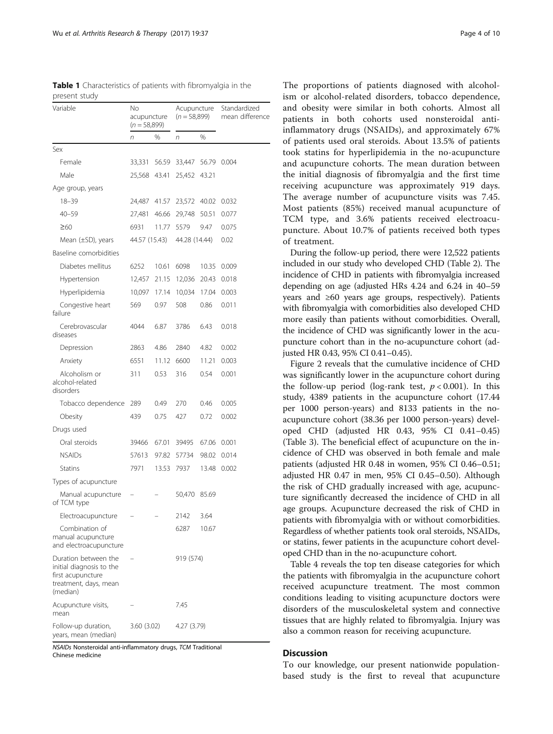**Table 1** Characteristics of patients with fibromyalgia in the present study

| Variable | No acupuncture ($n = 58,899$) | | Acupuncture ($n = 58,899$) | | Standardized mean difference |
|---|---|---|---|---|---|
| | *n* | % | *n* | % | |
| Sex | | | | | |
| Female | 33,331 | 56.59 | 33,447 | 56.79 | 0.004 |
| Male | 25,568 | 43.41 | 25,452 | 43.21 | |
| Age group, years | | | | | |
| 18–39 | 24,487 | 41.57 | 23,572 | 40.02 | 0.032 |
| 40–59 | 27,481 | 46.66 | 29,748 | 50.51 | 0.077 |
| ≥60 | 6931 | 11.77 | 5579 | 9.47 | 0.075 |
| Mean (±SD), years | 44.57 (15.43) | | 44.28 (14.44) | | 0.02 |
| Baseline comorbidities | | | | | |
| Diabetes mellitus | 6252 | 10.61 | 6098 | 10.35 | 0.009 |
| Hypertension | 12,457 | 21.15 | 12,036 | 20.43 | 0.018 |
| Hyperlipidemia | 10,097 | 17.14 | 10,034 | 17.04 | 0.003 |
| Congestive heart failure | 569 | 0.97 | 508 | 0.86 | 0.011 |
| Cerebrovascular diseases | 4044 | 6.87 | 3786 | 6.43 | 0.018 |
| Depression | 2863 | 4.86 | 2840 | 4.82 | 0.002 |
| Anxiety | 6551 | 11.12 | 6600 | 11.21 | 0.003 |
| Alcoholism or alcohol-related disorders | 311 | 0.53 | 316 | 0.54 | 0.001 |
| Tobacco dependence | 289 | 0.49 | 270 | 0.46 | 0.005 |
| Obesity | 439 | 0.75 | 427 | 0.72 | 0.002 |
| Drugs used | | | | | |
| Oral steroids | 39466 | 67.01 | 39495 | 67.06 | 0.001 |
| NSAIDs | 57613 | 97.82 | 57734 | 98.02 | 0.014 |
| Statins | 7971 | 13.53 | 7937 | 13.48 | 0.002 |
| Types of acupuncture | | | | | |
| Manual acupuncture of TCM type | – | – | 50,470 | 85.69 | |
| Electroacupuncture | – | – | 2142 | 3.64 | |
| Combination of manual acupuncture and electroacupuncture | | | 6287 | 10.67 | |
| Duration between the initial diagnosis to the first acupuncture treatment, days, mean (median) | – | | 919 (574) | | |
| Acupuncture visits, mean | – | | 7.45 | | |
| Follow-up duration, years, mean (median) | 3.60 (3.02) | | 4.27 (3.79) | | |

*NSAIDs* Nonsteroidal anti-inflammatory drugs, *TCM* Traditional Chinese medicine

The proportions of patients diagnosed with alcoholism or alcohol-related disorders, tobacco dependence, and obesity were similar in both cohorts. Almost all patients in both cohorts used nonsteroidal anti-inflammatory drugs (NSAIDs), and approximately 67% of patients used oral steroids. About 13.5% of patients took statins for hyperlipidemia in the no-acupuncture and acupuncture cohorts. The mean duration between the initial diagnosis of fibromyalgia and the first time receiving acupuncture was approximately 919 days. The average number of acupuncture visits was 7.45. Most patients (85%) received manual acupuncture of TCM type, and 3.6% patients received electroacupuncture. About 10.7% of patients received both types of treatment.

During the follow-up period, there were 12,522 patients included in our study who developed CHD (Table 2). The incidence of CHD in patients with fibromyalgia increased depending on age (adjusted HRs 4.24 and 6.24 in 40–59 years and ≥60 years age groups, respectively). Patients with fibromyalgia with comorbidities also developed CHD more easily than patients without comorbidities. Overall, the incidence of CHD was significantly lower in the acupuncture cohort than in the no-acupuncture cohort (adjusted HR 0.43, 95% CI 0.41–0.45).

Figure 2 reveals that the cumulative incidence of CHD was significantly lower in the acupuncture cohort during the follow-up period (log-rank test, $p < 0.001$). In this study, 4389 patients in the acupuncture cohort (17.44 per 1000 person-years) and 8133 patients in the no-acupuncture cohort (38.36 per 1000 person-years) developed CHD (adjusted HR 0.43, 95% CI 0.41–0.45) (Table 3). The beneficial effect of acupuncture on the incidence of CHD was observed in both female and male patients (adjusted HR 0.48 in women, 95% CI 0.46–0.51; adjusted HR 0.47 in men, 95% CI 0.45–0.50). Although the risk of CHD gradually increased with age, acupuncture significantly decreased the incidence of CHD in all age groups. Acupuncture decreased the risk of CHD in patients with fibromyalgia with or without comorbidities. Regardless of whether patients took oral steroids, NSAIDs, or statins, fewer patients in the acupuncture cohort developed CHD than in the no-acupuncture cohort.

Table 4 reveals the top ten disease categories for which the patients with fibromyalgia in the acupuncture cohort received acupuncture treatment. The most common conditions leading to visiting acupuncture doctors were disorders of the musculoskeletal system and connective tissues that are highly related to fibromyalgia. Injury was also a common reason for receiving acupuncture.

## Discussion

To our knowledge, our present nationwide population-based study is the first to reveal that acupuncture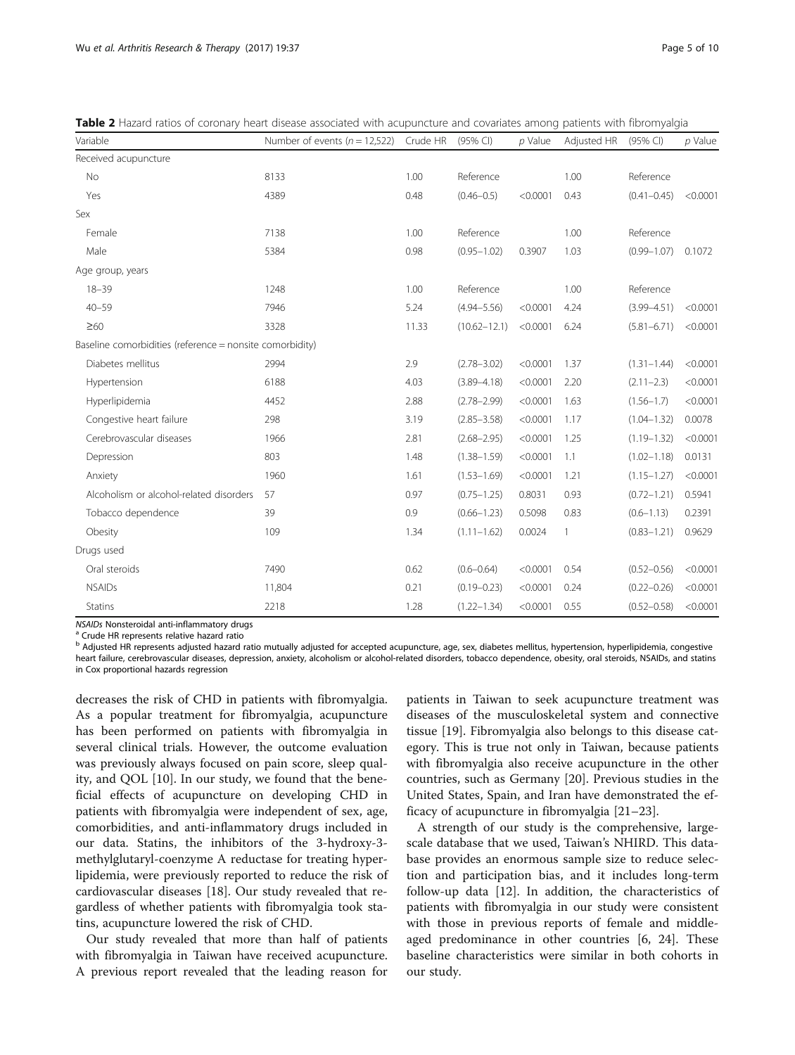**Table 2** Hazard ratios of coronary heart disease associated with acupuncture and covariates among patients with fibromyalgia

| Variable | Number of events (n = 12,522) | Crude HR | (95% CI) | p Value | Adjusted HR | (95% CI) | p Value |
|---|---|---|---|---|---|---|---|
| Received acupuncture | | | | | | | |
| No | 8133 | 1.00 | Reference | | 1.00 | Reference | |
| Yes | 4389 | 0.48 | (0.46–0.5) | <0.0001 | 0.43 | (0.41–0.45) | <0.0001 |
| Sex | | | | | | | |
| Female | 7138 | 1.00 | Reference | | 1.00 | Reference | |
| Male | 5384 | 0.98 | (0.95–1.02) | 0.3907 | 1.03 | (0.99–1.07) | 0.1072 |
| Age group, years | | | | | | | |
| 18–39 | 1248 | 1.00 | Reference | | 1.00 | Reference | |
| 40–59 | 7946 | 5.24 | (4.94–5.56) | <0.0001 | 4.24 | (3.99–4.51) | <0.0001 |
| ≥60 | 3328 | 11.33 | (10.62–12.1) | <0.0001 | 6.24 | (5.81–6.71) | <0.0001 |
| Baseline comorbidities (reference = nonsite comorbidity) | | | | | | | |
| Diabetes mellitus | 2994 | 2.9 | (2.78–3.02) | <0.0001 | 1.37 | (1.31–1.44) | <0.0001 |
| Hypertension | 6188 | 4.03 | (3.89–4.18) | <0.0001 | 2.20 | (2.11–2.3) | <0.0001 |
| Hyperlipidemia | 4452 | 2.88 | (2.78–2.99) | <0.0001 | 1.63 | (1.56–1.7) | <0.0001 |
| Congestive heart failure | 298 | 3.19 | (2.85–3.58) | <0.0001 | 1.17 | (1.04–1.32) | 0.0078 |
| Cerebrovascular diseases | 1966 | 2.81 | (2.68–2.95) | <0.0001 | 1.25 | (1.19–1.32) | <0.0001 |
| Depression | 803 | 1.48 | (1.38–1.59) | <0.0001 | 1.1 | (1.02–1.18) | 0.0131 |
| Anxiety | 1960 | 1.61 | (1.53–1.69) | <0.0001 | 1.21 | (1.15–1.27) | <0.0001 |
| Alcoholism or alcohol-related disorders | 57 | 0.97 | (0.75–1.25) | 0.8031 | 0.93 | (0.72–1.21) | 0.5941 |
| Tobacco dependence | 39 | 0.9 | (0.66–1.23) | 0.5098 | 0.83 | (0.6–1.13) | 0.2391 |
| Obesity | 109 | 1.34 | (1.11–1.62) | 0.0024 | 1 | (0.83–1.21) | 0.9629 |
| Drugs used | | | | | | | |
| Oral steroids | 7490 | 0.62 | (0.6–0.64) | <0.0001 | 0.54 | (0.52–0.56) | <0.0001 |
| NSAIDs | 11,804 | 0.21 | (0.19–0.23) | <0.0001 | 0.24 | (0.22–0.26) | <0.0001 |
| Statins | 2218 | 1.28 | (1.22–1.34) | <0.0001 | 0.55 | (0.52–0.58) | <0.0001 |

*NSAIDs* Nonsteroidal anti-inflammatory drugs
[a] Crude HR represents relative hazard ratio
[b] Adjusted HR represents adjusted hazard ratio mutually adjusted for accepted acupuncture, age, sex, diabetes mellitus, hypertension, hyperlipidemia, congestive heart failure, cerebrovascular diseases, depression, anxiety, alcoholism or alcohol-related disorders, tobacco dependence, obesity, oral steroids, NSAIDs, and statins in Cox proportional hazards regression

decreases the risk of CHD in patients with fibromyalgia. As a popular treatment for fibromyalgia, acupuncture has been performed on patients with fibromyalgia in several clinical trials. However, the outcome evaluation was previously always focused on pain score, sleep quality, and QOL [10]. In our study, we found that the beneficial effects of acupuncture on developing CHD in patients with fibromyalgia were independent of sex, age, comorbidities, and anti-inflammatory drugs included in our data. Statins, the inhibitors of the 3-hydroxy-3-methylglutaryl-coenzyme A reductase for treating hyperlipidemia, were previously reported to reduce the risk of cardiovascular diseases [18]. Our study revealed that regardless of whether patients with fibromyalgia took statins, acupuncture lowered the risk of CHD.

Our study revealed that more than half of patients with fibromyalgia in Taiwan have received acupuncture. A previous report revealed that the leading reason for patients in Taiwan to seek acupuncture treatment was diseases of the musculoskeletal system and connective tissue [19]. Fibromyalgia also belongs to this disease category. This is true not only in Taiwan, because patients with fibromyalgia also receive acupuncture in the other countries, such as Germany [20]. Previous studies in the United States, Spain, and Iran have demonstrated the efficacy of acupuncture in fibromyalgia [21–23].

A strength of our study is the comprehensive, large-scale database that we used, Taiwan's NHIRD. This database provides an enormous sample size to reduce selection and participation bias, and it includes long-term follow-up data [12]. In addition, the characteristics of patients with fibromyalgia in our study were consistent with those in previous reports of female and middle-aged predominance in other countries [6, 24]. These baseline characteristics were similar in both cohorts in our study.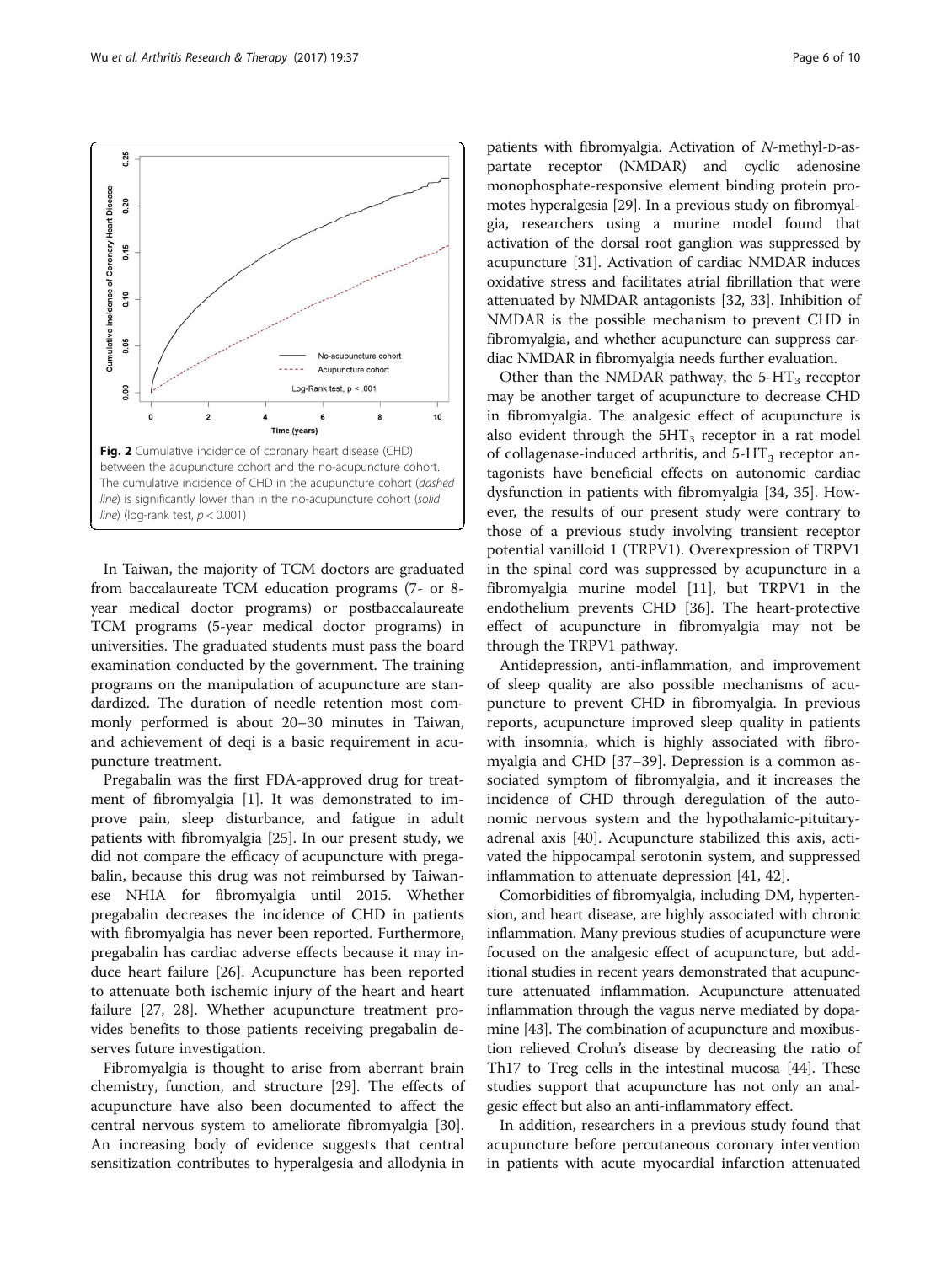**Fig. 2** Cumulative incidence of coronary heart disease (CHD) between the acupuncture cohort and the no-acupuncture cohort. The cumulative incidence of CHD in the acupuncture cohort (*dashed line*) is significantly lower than in the no-acupuncture cohort (*solid line*) (log-rank test, $p < 0.001$)

In Taiwan, the majority of TCM doctors are graduated from baccalaureate TCM education programs (7- or 8-year medical doctor programs) or postbaccalaureate TCM programs (5-year medical doctor programs) in universities. The graduated students must pass the board examination conducted by the government. The training programs on the manipulation of acupuncture are standardized. The duration of needle retention most commonly performed is about 20–30 minutes in Taiwan, and achievement of deqi is a basic requirement in acupuncture treatment.

Pregabalin was the first FDA-approved drug for treatment of fibromyalgia [1]. It was demonstrated to improve pain, sleep disturbance, and fatigue in adult patients with fibromyalgia [25]. In our present study, we did not compare the efficacy of acupuncture with pregabalin, because this drug was not reimbursed by Taiwanese NHIA for fibromyalgia until 2015. Whether pregabalin decreases the incidence of CHD in patients with fibromyalgia has never been reported. Furthermore, pregabalin has cardiac adverse effects because it may induce heart failure [26]. Acupuncture has been reported to attenuate both ischemic injury of the heart and heart failure [27, 28]. Whether acupuncture treatment provides benefits to those patients receiving pregabalin deserves future investigation.

Fibromyalgia is thought to arise from aberrant brain chemistry, function, and structure [29]. The effects of acupuncture have also been documented to affect the central nervous system to ameliorate fibromyalgia [30]. An increasing body of evidence suggests that central sensitization contributes to hyperalgesia and allodynia in patients with fibromyalgia. Activation of *N*-methyl-D-aspartate receptor (NMDAR) and cyclic adenosine monophosphate-responsive element binding protein promotes hyperalgesia [29]. In a previous study on fibromyalgia, researchers using a murine model found that activation of the dorsal root ganglion was suppressed by acupuncture [31]. Activation of cardiac NMDAR induces oxidative stress and facilitates atrial fibrillation that were attenuated by NMDAR antagonists [32, 33]. Inhibition of NMDAR is the possible mechanism to prevent CHD in fibromyalgia, and whether acupuncture can suppress cardiac NMDAR in fibromyalgia needs further evaluation.

Other than the NMDAR pathway, the 5-$HT_3$ receptor may be another target of acupuncture to decrease CHD in fibromyalgia. The analgesic effect of acupuncture is also evident through the 5$HT_3$ receptor in a rat model of collagenase-induced arthritis, and 5-$HT_3$ receptor antagonists have beneficial effects on autonomic cardiac dysfunction in patients with fibromyalgia [34, 35]. However, the results of our present study were contrary to those of a previous study involving transient receptor potential vanilloid 1 (TRPV1). Overexpression of TRPV1 in the spinal cord was suppressed by acupuncture in a fibromyalgia murine model [11], but TRPV1 in the endothelium prevents CHD [36]. The heart-protective effect of acupuncture in fibromyalgia may not be through the TRPV1 pathway.

Antidepression, anti-inflammation, and improvement of sleep quality are also possible mechanisms of acupuncture to prevent CHD in fibromyalgia. In previous reports, acupuncture improved sleep quality in patients with insomnia, which is highly associated with fibromyalgia and CHD [37–39]. Depression is a common associated symptom of fibromyalgia, and it increases the incidence of CHD through deregulation of the autonomic nervous system and the hypothalamic-pituitary-adrenal axis [40]. Acupuncture stabilized this axis, activated the hippocampal serotonin system, and suppressed inflammation to attenuate depression [41, 42].

Comorbidities of fibromyalgia, including DM, hypertension, and heart disease, are highly associated with chronic inflammation. Many previous studies of acupuncture were focused on the analgesic effect of acupuncture, but additional studies in recent years demonstrated that acupuncture attenuated inflammation. Acupuncture attenuated inflammation through the vagus nerve mediated by dopamine [43]. The combination of acupuncture and moxibustion relieved Crohn's disease by decreasing the ratio of Th17 to Treg cells in the intestinal mucosa [44]. These studies support that acupuncture has not only an analgesic effect but also an anti-inflammatory effect.

In addition, researchers in a previous study found that acupuncture before percutaneous coronary intervention in patients with acute myocardial infarction attenuated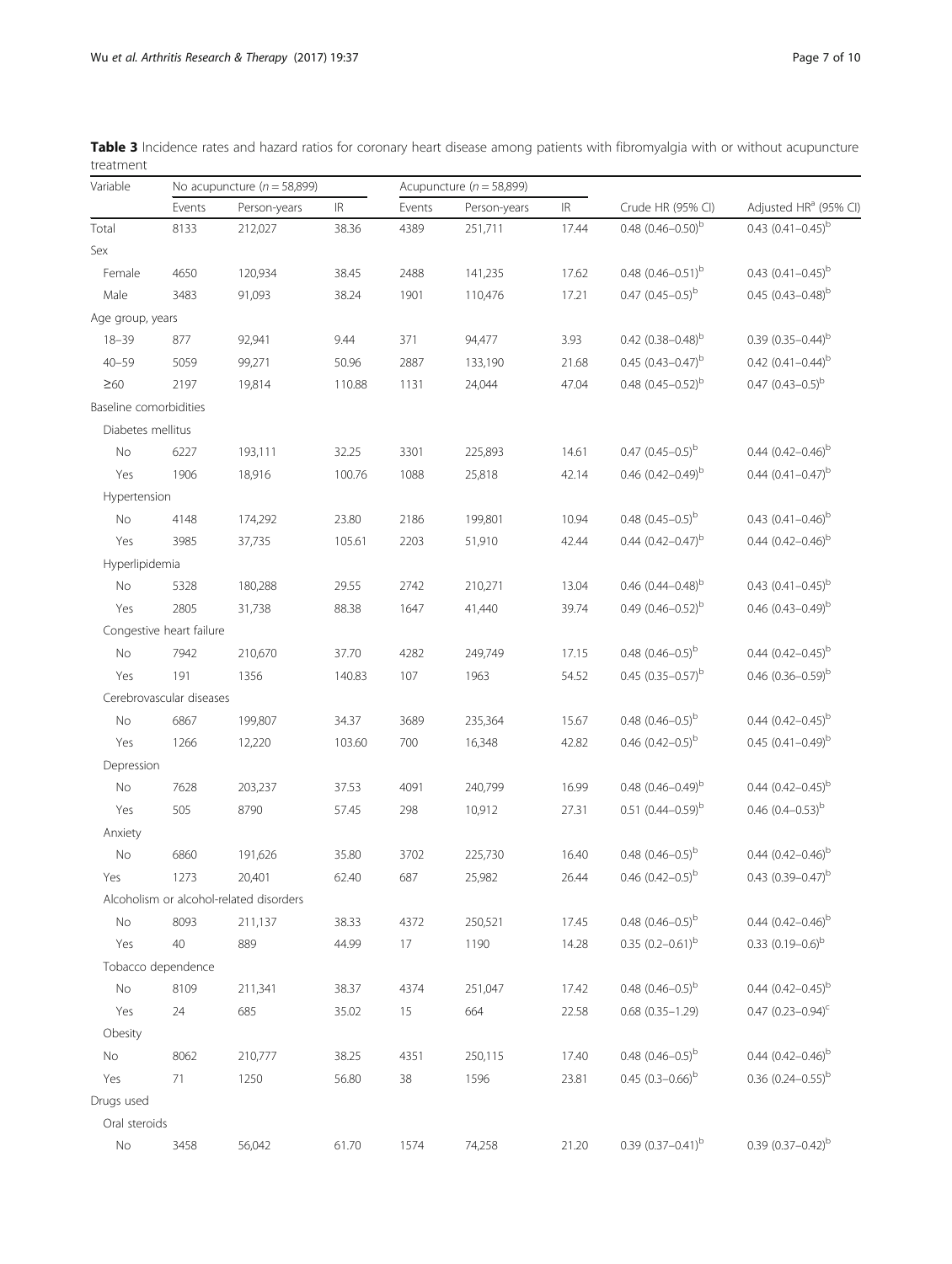**Table 3** Incidence rates and hazard ratios for coronary heart disease among patients with fibromyalgia with or without acupuncture treatment

| Variable | No acupuncture ($n = 58,899$) | | | Acupuncture ($n = 58,899$) | | | | |
|---|---|---|---|---|---|---|---|---|
| | Events | Person-years | IR | Events | Person-years | IR | Crude HR (95% CI) | Adjusted HR[a] (95% CI) |
| Total | 8133 | 212,027 | 38.36 | 4389 | 251,711 | 17.44 | 0.48 (0.46–0.50)[b] | 0.43 (0.41–0.45)[b] |
| Sex | | | | | | | | |
| Female | 4650 | 120,934 | 38.45 | 2488 | 141,235 | 17.62 | 0.48 (0.46–0.51)[b] | 0.43 (0.41–0.45)[b] |
| Male | 3483 | 91,093 | 38.24 | 1901 | 110,476 | 17.21 | 0.47 (0.45–0.5)[b] | 0.45 (0.43–0.48)[b] |
| Age group, years | | | | | | | | |
| 18–39 | 877 | 92,941 | 9.44 | 371 | 94,477 | 3.93 | 0.42 (0.38–0.48)[b] | 0.39 (0.35–0.44)[b] |
| 40–59 | 5059 | 99,271 | 50.96 | 2887 | 133,190 | 21.68 | 0.45 (0.43–0.47)[b] | 0.42 (0.41–0.44)[b] |
| ≥60 | 2197 | 19,814 | 110.88 | 1131 | 24,044 | 47.04 | 0.48 (0.45–0.52)[b] | 0.47 (0.43–0.5)[b] |
| Baseline comorbidities | | | | | | | | |
| Diabetes mellitus | | | | | | | | |
| No | 6227 | 193,111 | 32.25 | 3301 | 225,893 | 14.61 | 0.47 (0.45–0.5)[b] | 0.44 (0.42–0.46)[b] |
| Yes | 1906 | 18,916 | 100.76 | 1088 | 25,818 | 42.14 | 0.46 (0.42–0.49)[b] | 0.44 (0.41–0.47)[b] |
| Hypertension | | | | | | | | |
| No | 4148 | 174,292 | 23.80 | 2186 | 199,801 | 10.94 | 0.48 (0.45–0.5)[b] | 0.43 (0.41–0.46)[b] |
| Yes | 3985 | 37,735 | 105.61 | 2203 | 51,910 | 42.44 | 0.44 (0.42–0.47)[b] | 0.44 (0.42–0.46)[b] |
| Hyperlipidemia | | | | | | | | |
| No | 5328 | 180,288 | 29.55 | 2742 | 210,271 | 13.04 | 0.46 (0.44–0.48)[b] | 0.43 (0.41–0.45)[b] |
| Yes | 2805 | 31,738 | 88.38 | 1647 | 41,440 | 39.74 | 0.49 (0.46–0.52)[b] | 0.46 (0.43–0.49)[b] |
| Congestive heart failure | | | | | | | | |
| No | 7942 | 210,670 | 37.70 | 4282 | 249,749 | 17.15 | 0.48 (0.46–0.5)[b] | 0.44 (0.42–0.45)[b] |
| Yes | 191 | 1356 | 140.83 | 107 | 1963 | 54.52 | 0.45 (0.35–0.57)[b] | 0.46 (0.36–0.59)[b] |
| Cerebrovascular diseases | | | | | | | | |
| No | 6867 | 199,807 | 34.37 | 3689 | 235,364 | 15.67 | 0.48 (0.46–0.5)[b] | 0.44 (0.42–0.45)[b] |
| Yes | 1266 | 12,220 | 103.60 | 700 | 16,348 | 42.82 | 0.46 (0.42–0.5)[b] | 0.45 (0.41–0.49)[b] |
| Depression | | | | | | | | |
| No | 7628 | 203,237 | 37.53 | 4091 | 240,799 | 16.99 | 0.48 (0.46–0.49)[b] | 0.44 (0.42–0.45)[b] |
| Yes | 505 | 8790 | 57.45 | 298 | 10,912 | 27.31 | 0.51 (0.44–0.59)[b] | 0.46 (0.4–0.53)[b] |
| Anxiety | | | | | | | | |
| No | 6860 | 191,626 | 35.80 | 3702 | 225,730 | 16.40 | 0.48 (0.46–0.5)[b] | 0.44 (0.42–0.46)[b] |
| Yes | 1273 | 20,401 | 62.40 | 687 | 25,982 | 26.44 | 0.46 (0.42–0.5)[b] | 0.43 (0.39–0.47)[b] |
| Alcoholism or alcohol-related disorders | | | | | | | | |
| No | 8093 | 211,137 | 38.33 | 4372 | 250,521 | 17.45 | 0.48 (0.46–0.5)[b] | 0.44 (0.42–0.46)[b] |
| Yes | 40 | 889 | 44.99 | 17 | 1190 | 14.28 | 0.35 (0.2–0.61)[b] | 0.33 (0.19–0.6)[b] |
| Tobacco dependence | | | | | | | | |
| No | 8109 | 211,341 | 38.37 | 4374 | 251,047 | 17.42 | 0.48 (0.46–0.5)[b] | 0.44 (0.42–0.45)[b] |
| Yes | 24 | 685 | 35.02 | 15 | 664 | 22.58 | 0.68 (0.35–1.29) | 0.47 (0.23–0.94)[c] |
| Obesity | | | | | | | | |
| No | 8062 | 210,777 | 38.25 | 4351 | 250,115 | 17.40 | 0.48 (0.46–0.5)[b] | 0.44 (0.42–0.46)[b] |
| Yes | 71 | 1250 | 56.80 | 38 | 1596 | 23.81 | 0.45 (0.3–0.66)[b] | 0.36 (0.24–0.55)[b] |
| Drugs used | | | | | | | | |
| Oral steroids | | | | | | | | |
| No | 3458 | 56,042 | 61.70 | 1574 | 74,258 | 21.20 | 0.39 (0.37–0.41)[b] | 0.39 (0.37–0.42)[b] |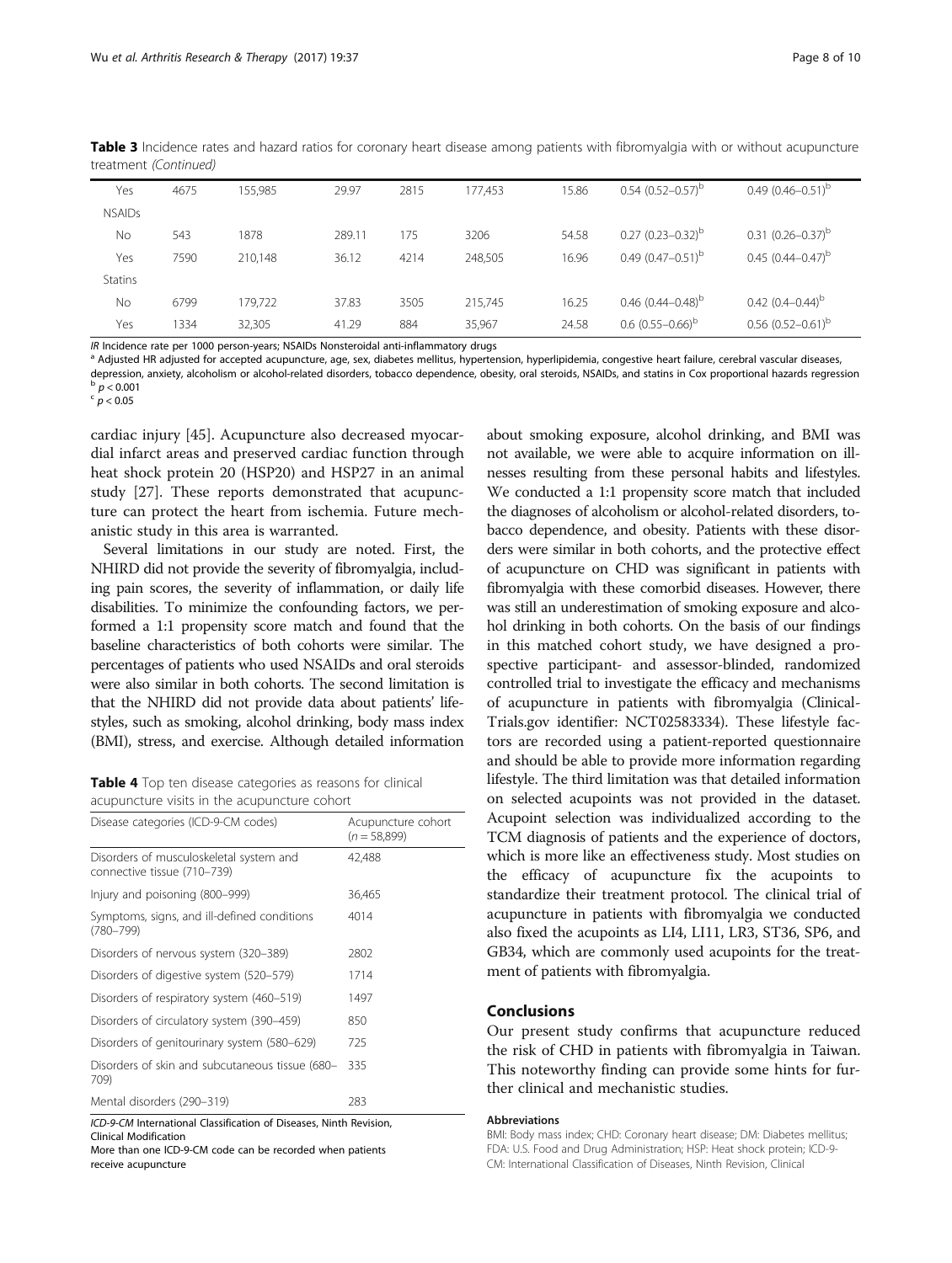**Table 3** Incidence rates and hazard ratios for coronary heart disease among patients with fibromyalgia with or without acupuncture treatment *(Continued)*

| | | | | | | | | |
|---|---|---|---|---|---|---|---|---|
| Yes | 4675 | 155,985 | 29.97 | 2815 | 177,453 | 15.86 | 0.54 (0.52–0.57)[b] | 0.49 (0.46–0.51)[b] |
| NSAIDs | | | | | | | | |
| No | 543 | 1878 | 289.11 | 175 | 3206 | 54.58 | 0.27 (0.23–0.32)[b] | 0.31 (0.26–0.37)[b] |
| Yes | 7590 | 210,148 | 36.12 | 4214 | 248,505 | 16.96 | 0.49 (0.47–0.51)[b] | 0.45 (0.44–0.47)[b] |
| Statins | | | | | | | | |
| No | 6799 | 179,722 | 37.83 | 3505 | 215,745 | 16.25 | 0.46 (0.44–0.48)[b] | 0.42 (0.4–0.44)[b] |
| Yes | 1334 | 32,305 | 41.29 | 884 | 35,967 | 24.58 | 0.6 (0.55–0.66)[b] | 0.56 (0.52–0.61)[b] |

*IR* Incidence rate per 1000 person-years; NSAIDs Nonsteroidal anti-inflammatory drugs
[a] Adjusted HR adjusted for accepted acupuncture, age, sex, diabetes mellitus, hypertension, hyperlipidemia, congestive heart failure, cerebral vascular diseases, depression, anxiety, alcoholism or alcohol-related disorders, tobacco dependence, obesity, oral steroids, NSAIDs, and statins in Cox proportional hazards regression
[b] $p < 0.001$
[c] $p < 0.05$

cardiac injury [45]. Acupuncture also decreased myocardial infarct areas and preserved cardiac function through heat shock protein 20 (HSP20) and HSP27 in an animal study [27]. These reports demonstrated that acupuncture can protect the heart from ischemia. Future mechanistic study in this area is warranted.

Several limitations in our study are noted. First, the NHIRD did not provide the severity of fibromyalgia, including pain scores, the severity of inflammation, or daily life disabilities. To minimize the confounding factors, we performed a 1:1 propensity score match and found that the baseline characteristics of both cohorts were similar. The percentages of patients who used NSAIDs and oral steroids were also similar in both cohorts. The second limitation is that the NHIRD did not provide data about patients' lifestyles, such as smoking, alcohol drinking, body mass index (BMI), stress, and exercise. Although detailed information about smoking exposure, alcohol drinking, and BMI was not available, we were able to acquire information on illnesses resulting from these personal habits and lifestyles. We conducted a 1:1 propensity score match that included the diagnoses of alcoholism or alcohol-related disorders, tobacco dependence, and obesity. Patients with these disorders were similar in both cohorts, and the protective effect of acupuncture on CHD was significant in patients with fibromyalgia with these comorbid diseases. However, there was still an underestimation of smoking exposure and alcohol drinking in both cohorts. On the basis of our findings in this matched cohort study, we have designed a prospective participant- and assessor-blinded, randomized controlled trial to investigate the efficacy and mechanisms of acupuncture in patients with fibromyalgia (ClinicalTrials.gov identifier: NCT02583334). These lifestyle factors are recorded using a patient-reported questionnaire and should be able to provide more information regarding lifestyle. The third limitation was that detailed information on selected acupoints was not provided in the dataset. Acupoint selection was individualized according to the TCM diagnosis of patients and the experience of doctors, which is more like an effectiveness study. Most studies on the efficacy of acupuncture fix the acupoints to standardize their treatment protocol. The clinical trial of acupuncture in patients with fibromyalgia we conducted also fixed the acupoints as LI4, LI11, LR3, ST36, SP6, and GB34, which are commonly used acupoints for the treatment of patients with fibromyalgia.

**Table 4** Top ten disease categories as reasons for clinical acupuncture visits in the acupuncture cohort

| Disease categories (ICD-9-CM codes) | Acupuncture cohort ($n$ = 58,899) |
|---|---|
| Disorders of musculoskeletal system and connective tissue (710–739) | 42,488 |
| Injury and poisoning (800–999) | 36,465 |
| Symptoms, signs, and ill-defined conditions (780–799) | 4014 |
| Disorders of nervous system (320–389) | 2802 |
| Disorders of digestive system (520–579) | 1714 |
| Disorders of respiratory system (460–519) | 1497 |
| Disorders of circulatory system (390–459) | 850 |
| Disorders of genitourinary system (580–629) | 725 |
| Disorders of skin and subcutaneous tissue (680–709) | 335 |
| Mental disorders (290–319) | 283 |

*ICD-9-CM* International Classification of Diseases, Ninth Revision, Clinical Modification
More than one ICD-9-CM code can be recorded when patients receive acupuncture

## Conclusions

Our present study confirms that acupuncture reduced the risk of CHD in patients with fibromyalgia in Taiwan. This noteworthy finding can provide some hints for further clinical and mechanistic studies.

#### Abbreviations

BMI: Body mass index; CHD: Coronary heart disease; DM: Diabetes mellitus; FDA: U.S. Food and Drug Administration; HSP: Heat shock protein; ICD-9-CM: International Classification of Diseases, Ninth Revision, Clinical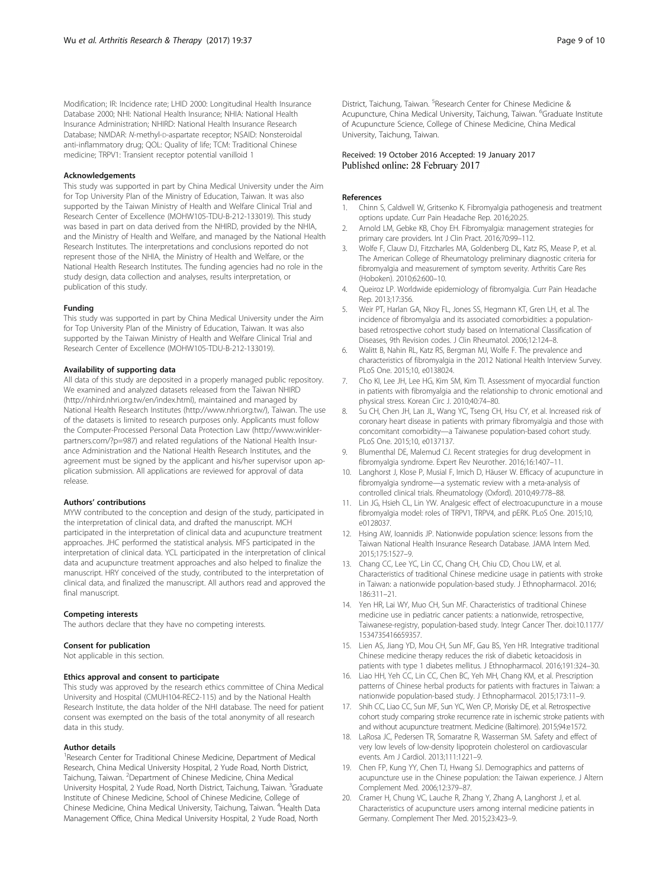Modification; IR: Incidence rate; LHID 2000: Longitudinal Health Insurance Database 2000; NHI: National Health Insurance; NHIA: National Health Insurance Administration; NHIRD: National Health Insurance Research Database; NMDAR: N-methyl-D-aspartate receptor; NSAID: Nonsteroidal anti-inflammatory drug; QOL: Quality of life; TCM: Traditional Chinese medicine; TRPV1: Transient receptor potential vanilloid 1

#### Acknowledgements

This study was supported in part by China Medical University under the Aim for Top University Plan of the Ministry of Education, Taiwan. It was also supported by the Taiwan Ministry of Health and Welfare Clinical Trial and Research Center of Excellence (MOHW105-TDU-B-212-133019). This study was based in part on data derived from the NHIRD, provided by the NHIA, and the Ministry of Health and Welfare, and managed by the National Health Research Institutes. The interpretations and conclusions reported do not represent those of the NHIA, the Ministry of Health and Welfare, or the National Health Research Institutes. The funding agencies had no role in the study design, data collection and analyses, results interpretation, or publication of this study.

#### Funding

This study was supported in part by China Medical University under the Aim for Top University Plan of the Ministry of Education, Taiwan. It was also supported by the Taiwan Ministry of Health and Welfare Clinical Trial and Research Center of Excellence (MOHW105-TDU-B-212-133019).

#### Availability of supporting data

All data of this study are deposited in a properly managed public repository. We examined and analyzed datasets released from the Taiwan NHIRD (http://nhird.nhri.org.tw/en/index.html), maintained and managed by National Health Research Institutes (http://www.nhri.org.tw/), Taiwan. The use of the datasets is limited to research purposes only. Applicants must follow the Computer-Processed Personal Data Protection Law (http://www.winkler-partners.com/?p=987) and related regulations of the National Health Insurance Administration and the National Health Research Institutes, and the agreement must be signed by the applicant and his/her supervisor upon application submission. All applications are reviewed for approval of data release.

#### Authors' contributions

MYW contributed to the conception and design of the study, participated in the interpretation of clinical data, and drafted the manuscript. MCH participated in the interpretation of clinical data and acupuncture treatment approaches. JHC performed the statistical analysis. MFS participated in the interpretation of clinical data. YCL participated in the interpretation of clinical data and acupuncture treatment approaches and also helped to finalize the manuscript. HRY conceived of the study, contributed to the interpretation of clinical data, and finalized the manuscript. All authors read and approved the final manuscript.

#### Competing interests

The authors declare that they have no competing interests.

#### Consent for publication

Not applicable in this section.

#### Ethics approval and consent to participate

This study was approved by the research ethics committee of China Medical University and Hospital (CMUH104-REC2-115) and by the National Health Research Institute, the data holder of the NHI database. The need for patient consent was exempted on the basis of the total anonymity of all research data in this study.

#### Author details

[1]Research Center for Traditional Chinese Medicine, Department of Medical Research, China Medical University Hospital, 2 Yude Road, North District, Taichung, Taiwan. [2]Department of Chinese Medicine, China Medical University Hospital, 2 Yude Road, North District, Taichung, Taiwan. [3]Graduate Institute of Chinese Medicine, School of Chinese Medicine, College of Chinese Medicine, China Medical University, Taichung, Taiwan. [4]Health Data Management Office, China Medical University Hospital, 2 Yude Road, North District, Taichung, Taiwan. [5]Research Center for Chinese Medicine & Acupuncture, China Medical University, Taichung, Taiwan. [6]Graduate Institute of Acupuncture Science, College of Chinese Medicine, China Medical University, Taichung, Taiwan.

Received: 19 October 2016 Accepted: 19 January 2017
Published online: 28 February 2017

#### References

1. Chinn S, Caldwell W, Gritsenko K. Fibromyalgia pathogenesis and treatment options update. Curr Pain Headache Rep. 2016;20:25.
2. Arnold LM, Gebke KB, Choy EH. Fibromyalgia: management strategies for primary care providers. Int J Clin Pract. 2016;70:99–112.
3. Wolfe F, Clauw DJ, Fitzcharles MA, Goldenberg DL, Katz RS, Mease P, et al. The American College of Rheumatology preliminary diagnostic criteria for fibromyalgia and measurement of symptom severity. Arthritis Care Res (Hoboken). 2010;62:600–10.
4. Queiroz LP. Worldwide epidemiology of fibromyalgia. Curr Pain Headache Rep. 2013;17:356.
5. Weir PT, Harlan GA, Nkoy FL, Jones SS, Hegmann KT, Gren LH, et al. The incidence of fibromyalgia and its associated comorbidities: a population-based retrospective cohort study based on International Classification of Diseases, 9th Revision codes. J Clin Rheumatol. 2006;12:124–8.
6. Walitt B, Nahin RL, Katz RS, Bergman MJ, Wolfe F. The prevalence and characteristics of fibromyalgia in the 2012 National Health Interview Survey. PLoS One. 2015;10, e0138024.
7. Cho KI, Lee JH, Lee HG, Kim SM, Kim TI. Assessment of myocardial function in patients with fibromyalgia and the relationship to chronic emotional and physical stress. Korean Circ J. 2010;40:74–80.
8. Su CH, Chen JH, Lan JL, Wang YC, Tseng CH, Hsu CY, et al. Increased risk of coronary heart disease in patients with primary fibromyalgia and those with concomitant comorbidity—a Taiwanese population-based cohort study. PLoS One. 2015;10, e0137137.
9. Blumenthal DE, Malemud CJ. Recent strategies for drug development in fibromyalgia syndrome. Expert Rev Neurother. 2016;16:1407–11.
10. Langhorst J, Klose P, Musial F, Irnich D, Häuser W. Efficacy of acupuncture in fibromyalgia syndrome—a systematic review with a meta-analysis of controlled clinical trials. Rheumatology (Oxford). 2010;49:778–88.
11. Lin JG, Hsieh CL, Lin YW. Analgesic effect of electroacupuncture in a mouse fibromyalgia model: roles of TRPV1, TRPV4, and pERK. PLoS One. 2015;10, e0128037.
12. Hsing AW, Ioannidis JP. Nationwide population science: lessons from the Taiwan National Health Insurance Research Database. JAMA Intern Med. 2015;175:1527–9.
13. Chang CC, Lee YC, Lin CC, Chang CH, Chiu CD, Chou LW, et al. Characteristics of traditional Chinese medicine usage in patients with stroke in Taiwan: a nationwide population-based study. J Ethnopharmacol. 2016; 186:311–21.
14. Yen HR, Lai WY, Muo CH, Sun MF. Characteristics of traditional Chinese medicine use in pediatric cancer patients: a nationwide, retrospective, Taiwanese-registry, population-based study. Integr Cancer Ther. doi:10.1177/1534735416659357.
15. Lien AS, Jiang YD, Mou CH, Sun MF, Gau BS, Yen HR. Integrative traditional Chinese medicine therapy reduces the risk of diabetic ketoacidosis in patients with type 1 diabetes mellitus. J Ethnopharmacol. 2016;191:324–30.
16. Liao HH, Yeh CC, Lin CC, Chen BC, Yeh MH, Chang KM, et al. Prescription patterns of Chinese herbal products for patients with fractures in Taiwan: a nationwide population-based study. J Ethnopharmacol. 2015;173:11–9.
17. Shih CC, Liao CC, Sun MF, Sun YC, Wen CP, Morisky DE, et al. Retrospective cohort study comparing stroke recurrence rate in ischemic stroke patients with and without acupuncture treatment. Medicine (Baltimore). 2015;94:e1572.
18. LaRosa JC, Pedersen TR, Somaratne R, Wasserman SM. Safety and effect of very low levels of low-density lipoprotein cholesterol on cardiovascular events. Am J Cardiol. 2013;111:1221–9.
19. Chen FP, Kung YY, Chen TJ, Hwang SJ. Demographics and patterns of acupuncture use in the Chinese population: the Taiwan experience. J Altern Complement Med. 2006;12:379–87.
20. Cramer H, Chung VC, Lauche R, Zhang Y, Zhang A, Langhorst J, et al. Characteristics of acupuncture users among internal medicine patients in Germany. Complement Ther Med. 2015;23:423–9.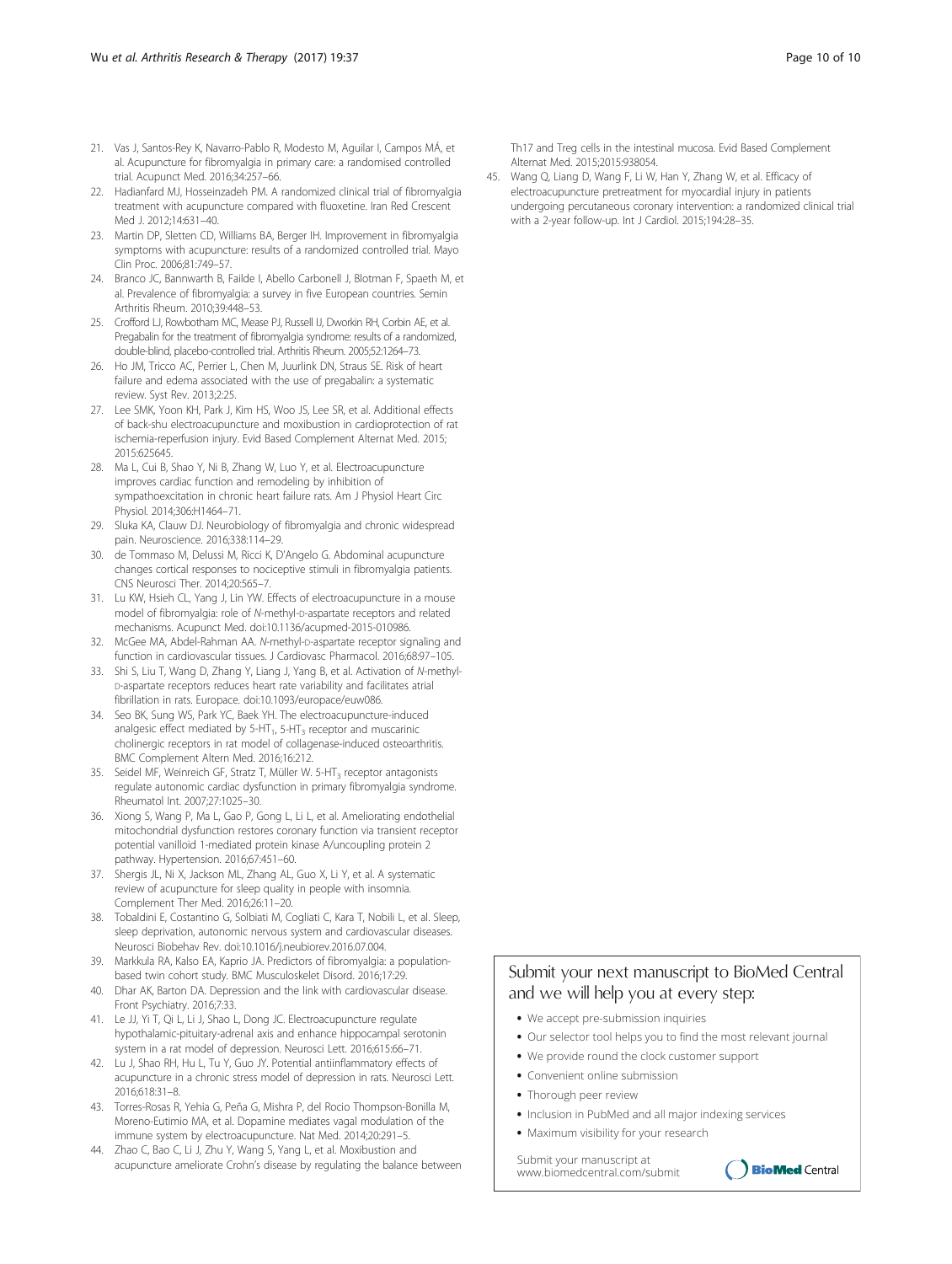21. Vas J, Santos-Rey K, Navarro-Pablo R, Modesto M, Aguilar I, Campos MÁ, et al. Acupuncture for fibromyalgia in primary care: a randomised controlled trial. Acupunct Med. 2016;34:257–66.
22. Hadianfard MJ, Hosseinzadeh PM. A randomized clinical trial of fibromyalgia treatment with acupuncture compared with fluoxetine. Iran Red Crescent Med J. 2012;14:631–40.
23. Martin DP, Sletten CD, Williams BA, Berger IH. Improvement in fibromyalgia symptoms with acupuncture: results of a randomized controlled trial. Mayo Clin Proc. 2006;81:749–57.
24. Branco JC, Bannwarth B, Failde I, Abello Carbonell J, Blotman F, Spaeth M, et al. Prevalence of fibromyalgia: a survey in five European countries. Semin Arthritis Rheum. 2010;39:448–53.
25. Crofford LJ, Rowbotham MC, Mease PJ, Russell IJ, Dworkin RH, Corbin AE, et al. Pregabalin for the treatment of fibromyalgia syndrome: results of a randomized, double-blind, placebo-controlled trial. Arthritis Rheum. 2005;52:1264–73.
26. Ho JM, Tricco AC, Perrier L, Chen M, Juurlink DN, Straus SE. Risk of heart failure and edema associated with the use of pregabalin: a systematic review. Syst Rev. 2013;2:25.
27. Lee SMK, Yoon KH, Park J, Kim HS, Woo JS, Lee SR, et al. Additional effects of back-shu electroacupuncture and moxibustion in cardioprotection of rat ischemia-reperfusion injury. Evid Based Complement Alternat Med. 2015; 2015:625645.
28. Ma L, Cui B, Shao Y, Ni B, Zhang W, Luo Y, et al. Electroacupuncture improves cardiac function and remodeling by inhibition of sympathoexcitation in chronic heart failure rats. Am J Physiol Heart Circ Physiol. 2014;306:H1464–71.
29. Sluka KA, Clauw DJ. Neurobiology of fibromyalgia and chronic widespread pain. Neuroscience. 2016;338:114–29.
30. de Tommaso M, Delussi M, Ricci K, D'Angelo G. Abdominal acupuncture changes cortical responses to nociceptive stimuli in fibromyalgia patients. CNS Neurosci Ther. 2014;20:565–7.
31. Lu KW, Hsieh CL, Yang J, Lin YW. Effects of electroacupuncture in a mouse model of fibromyalgia: role of *N*-methyl-D-aspartate receptors and related mechanisms. Acupunct Med. doi:10.1136/acupmed-2015-010986.
32. McGee MA, Abdel-Rahman AA. *N*-methyl-D-aspartate receptor signaling and function in cardiovascular tissues. J Cardiovasc Pharmacol. 2016;68:97–105.
33. Shi S, Liu T, Wang D, Zhang Y, Liang J, Yang B, et al. Activation of *N*-methyl-D-aspartate receptors reduces heart rate variability and facilitates atrial fibrillation in rats. Europace. doi:10.1093/europace/euw086.
34. Seo BK, Sung WS, Park YC, Baek YH. The electroacupuncture-induced analgesic effect mediated by 5-$HT_1$, 5-$HT_3$ receptor and muscarinic cholinergic receptors in rat model of collagenase-induced osteoarthritis. BMC Complement Altern Med. 2016;16:212.
35. Seidel MF, Weinreich GF, Stratz T, Müller W. 5-$HT_3$ receptor antagonists regulate autonomic cardiac dysfunction in primary fibromyalgia syndrome. Rheumatol Int. 2007;27:1025–30.
36. Xiong S, Wang P, Ma L, Gao P, Gong L, Li L, et al. Ameliorating endothelial mitochondrial dysfunction restores coronary function via transient receptor potential vanilloid 1-mediated protein kinase A/uncoupling protein 2 pathway. Hypertension. 2016;67:451–60.
37. Shergis JL, Ni X, Jackson ML, Zhang AL, Guo X, Li Y, et al. A systematic review of acupuncture for sleep quality in people with insomnia. Complement Ther Med. 2016;26:11–20.
38. Tobaldini E, Costantino G, Solbiati M, Cogliati C, Kara T, Nobili L, et al. Sleep, sleep deprivation, autonomic nervous system and cardiovascular diseases. Neurosci Biobehav Rev. doi:10.1016/j.neubiorev.2016.07.004.
39. Markkula RA, Kalso EA, Kaprio JA. Predictors of fibromyalgia: a population-based twin cohort study. BMC Musculoskelet Disord. 2016;17:29.
40. Dhar AK, Barton DA. Depression and the link with cardiovascular disease. Front Psychiatry. 2016;7:33.
41. Le JJ, Yi T, Qi L, Li J, Shao L, Dong JC. Electroacupuncture regulate hypothalamic-pituitary-adrenal axis and enhance hippocampal serotonin system in a rat model of depression. Neurosci Lett. 2016;615:66–71.
42. Lu J, Shao RH, Hu L, Tu Y, Guo JY. Potential antiinflammatory effects of acupuncture in a chronic stress model of depression in rats. Neurosci Lett. 2016;618:31–8.
43. Torres-Rosas R, Yehia G, Peña G, Mishra P, del Rocio Thompson-Bonilla M, Moreno-Eutimio MA, et al. Dopamine mediates vagal modulation of the immune system by electroacupuncture. Nat Med. 2014;20:291–5.
44. Zhao C, Bao C, Li J, Zhu Y, Wang S, Yang L, et al. Moxibustion and acupuncture ameliorate Crohn's disease by regulating the balance between Th17 and Treg cells in the intestinal mucosa. Evid Based Complement Alternat Med. 2015;2015:938054.
45. Wang Q, Liang D, Wang F, Li W, Han Y, Zhang W, et al. Efficacy of electroacupuncture pretreatment for myocardial injury in patients undergoing percutaneous coronary intervention: a randomized clinical trial with a 2-year follow-up. Int J Cardiol. 2015;194:28–35.

Submit your next manuscript to BioMed Central and we will help you at every step:

- We accept pre-submission inquiries
- Our selector tool helps you to find the most relevant journal
- We provide round the clock customer support
- Convenient online submission
- Thorough peer review
- Inclusion in PubMed and all major indexing services
- Maximum visibility for your research

Submit your manuscript at
www.biomedcentral.com/submit

BioMed Central